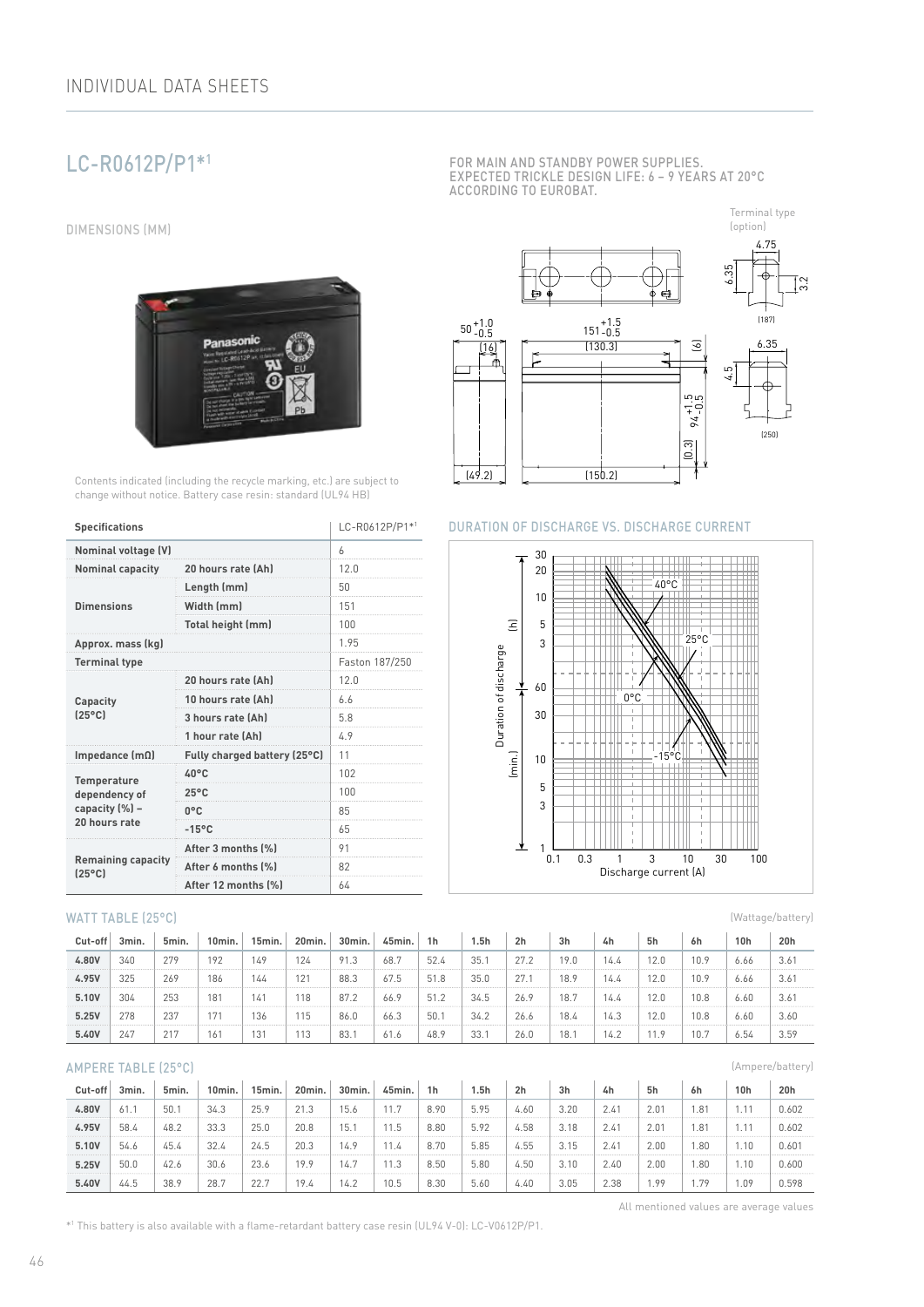# INDIVIDUAL DATA SHEETS

## LC-R0612P/P1*1

FOR MAIN AND STANDBY POWER SUPPLIES.
EXPECTED TRICKLE DESIGN LIFE: 6 – 9 YEARS AT 20°C ACCORDING TO EUROBAT.

### DIMENSIONS (MM)

Terminal type (option)

Contents indicated (including the recycle marking, etc.) are subject to change without notice. Battery case resin: standard (UL94 HB)

| Specifications | | LC-R0612P/P1*1 |
|---|---|---|
| Nominal voltage (V) | | 6 |
| Nominal capacity | 20 hours rate (Ah) | 12.0 |
| Dimensions | Length (mm) | 50 |
| | Width (mm) | 151 |
| | Total height (mm) | 100 |
| Approx. mass (kg) | | 1.95 |
| Terminal type | | Faston 187/250 |
| Capacity (25°C) | 20 hours rate (Ah) | 12.0 |
| | 10 hours rate (Ah) | 6.6 |
| | 3 hours rate (Ah) | 5.8 |
| | 1 hour rate (Ah) | 4.9 |
| Impedance (mΩ) | Fully charged battery (25°C) | 11 |
| Temperature dependency of capacity (%) – 20 hours rate | 40°C | 102 |
| | 25°C | 100 |
| | 0°C | 85 |
| | -15°C | 65 |
| Remaining capacity (25°C) | After 3 months (%) | 91 |
| | After 6 months (%) | 82 |
| | After 12 months (%) | 64 |

### DURATION OF DISCHARGE VS. DISCHARGE CURRENT

### WATT TABLE (25°C)

(Wattage/battery)

| Cut-off | 3min. | 5min. | 10min. | 15min. | 20min. | 30min. | 45min. | 1h | 1.5h | 2h | 3h | 4h | 5h | 6h | 10h | 20h |
|---|---|---|---|---|---|---|---|---|---|---|---|---|---|---|---|---|
| 4.80V | 340 | 279 | 192 | 149 | 124 | 91.3 | 68.7 | 52.4 | 35.1 | 27.2 | 19.0 | 14.4 | 12.0 | 10.9 | 6.66 | 3.61 |
| 4.95V | 325 | 269 | 186 | 144 | 121 | 88.3 | 67.5 | 51.8 | 35.0 | 27.1 | 18.9 | 14.4 | 12.0 | 10.9 | 6.66 | 3.61 |
| 5.10V | 304 | 253 | 181 | 141 | 118 | 87.2 | 66.9 | 51.2 | 34.5 | 26.9 | 18.7 | 14.4 | 12.0 | 10.8 | 6.60 | 3.61 |
| 5.25V | 278 | 237 | 171 | 136 | 115 | 86.0 | 66.3 | 50.1 | 34.2 | 26.6 | 18.4 | 14.3 | 12.0 | 10.8 | 6.60 | 3.60 |
| 5.40V | 247 | 217 | 161 | 131 | 113 | 83.1 | 61.6 | 48.9 | 33.1 | 26.0 | 18.1 | 14.2 | 11.9 | 10.7 | 6.54 | 3.59 |

### AMPERE TABLE (25°C)

(Ampere/battery)

| Cut-off | 3min. | 5min. | 10min. | 15min. | 20min. | 30min. | 45min. | 1h | 1.5h | 2h | 3h | 4h | 5h | 6h | 10h | 20h |
|---|---|---|---|---|---|---|---|---|---|---|---|---|---|---|---|---|
| 4.80V | 61.1 | 50.1 | 34.3 | 25.9 | 21.3 | 15.6 | 11.7 | 8.90 | 5.95 | 4.60 | 3.20 | 2.41 | 2.01 | 1.81 | 1.11 | 0.602 |
| 4.95V | 58.4 | 48.2 | 33.3 | 25.0 | 20.8 | 15.1 | 11.5 | 8.80 | 5.92 | 4.58 | 3.18 | 2.41 | 2.01 | 1.81 | 1.11 | 0.602 |
| 5.10V | 54.6 | 45.4 | 32.4 | 24.5 | 20.3 | 14.9 | 11.4 | 8.70 | 5.85 | 4.55 | 3.15 | 2.41 | 2.00 | 1.80 | 1.10 | 0.601 |
| 5.25V | 50.0 | 42.6 | 30.6 | 23.6 | 19.9 | 14.7 | 11.3 | 8.50 | 5.80 | 4.50 | 3.10 | 2.40 | 2.00 | 1.80 | 1.10 | 0.600 |
| 5.40V | 44.5 | 38.9 | 28.7 | 22.7 | 19.4 | 14.2 | 10.5 | 8.30 | 5.60 | 4.40 | 3.05 | 2.38 | 1.99 | 1.79 | 1.09 | 0.598 |

All mentioned values are average values

*1 This battery is also available with a flame-retardant battery case resin (UL94 V-0): LC-V0612P/P1.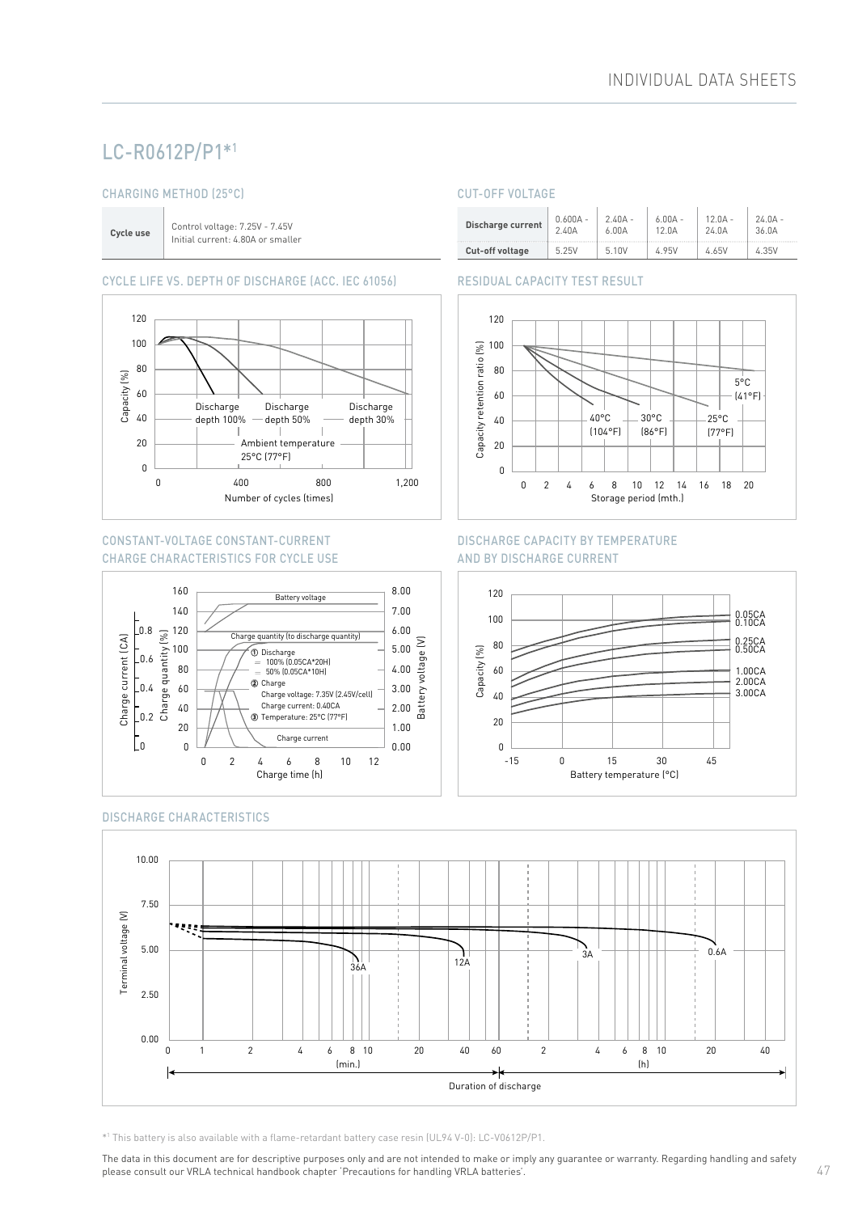# LC-R0612P/P1*[1]

## CHARGING METHOD (25°C)

| | |
|---|---|
| **Cycle use** | Control voltage: 7.25V - 7.45V<br>Initial current: 4.80A or smaller |

## CUT-OFF VOLTAGE

| Discharge current | 0.600A - 2.40A | 2.40A - 6.00A | 6.00A - 12.0A | 12.0A - 24.0A | 24.0A - 36.0A |
|---|---|---|---|---|---|
| **Cut-off voltage** | 5.25V | 5.10V | 4.95V | 4.65V | 4.35V |

## CYCLE LIFE VS. DEPTH OF DISCHARGE (ACC. IEC 61056)

Capacity (%)
120
100
80
60
40
20
0
Discharge depth 100%
Discharge depth 50%
Discharge depth 30%
Ambient temperature 25°C (77°F)
0
400
800
1,200
Number of cycles (times)

## RESIDUAL CAPACITY TEST RESULT

Capacity retention ratio (%)
120
100
80
60
40
20
0
5°C (41°F)
40°C (104°F)
30°C (86°F)
25°C (77°F)
0 2 4 6 8 10 12 14 16 18 20
Storage period (mth.)

## CONSTANT-VOLTAGE CONSTANT-CURRENT CHARGE CHARACTERISTICS FOR CYCLE USE

Charge current (CA)
0.8
0.6
0.4
0.2
0
Charge quantity (%)
160
140
120
100
80
60
40
20
0
Battery voltage (V)
8.00
7.00
6.00
5.00
4.00
3.00
2.00
1.00
0.00
Battery voltage
Charge quantity (to discharge quantity)
① Discharge
— 100% (0.05CA*20H)
— 50% (0.05CA*10H)
② Charge
Charge voltage: 7.35V (2.45V/cell)
Charge current: 0.40CA
③ Temperature: 25°C (77°F)
Charge current
0 2 4 6 8 10 12
Charge time (h)

## DISCHARGE CAPACITY BY TEMPERATURE AND BY DISCHARGE CURRENT

Capacity (%)
120
100
80
60
40
20
0
0.05CA
0.10CA
0.25CA
0.50CA
1.00CA
2.00CA
3.00CA
-15 0 15 30 45
Battery temperature (°C)

## DISCHARGE CHARACTERISTICS

Terminal voltage (V)
10.00
7.50
5.00
2.50
0.00
36A
12A
3A
0.6A
0 1 2 4 6 8 10 20 40 60
(min.)
2 4 6 8 10 20 40
(h)
Duration of discharge

*[1] This battery is also available with a flame-retardant battery case resin (UL94 V-0): LC-V0612P/P1.

The data in this document are for descriptive purposes only and are not intended to make or imply any guarantee or warranty. Regarding handling and safety please consult our VRLA technical handbook chapter 'Precautions for handling VRLA batteries'.